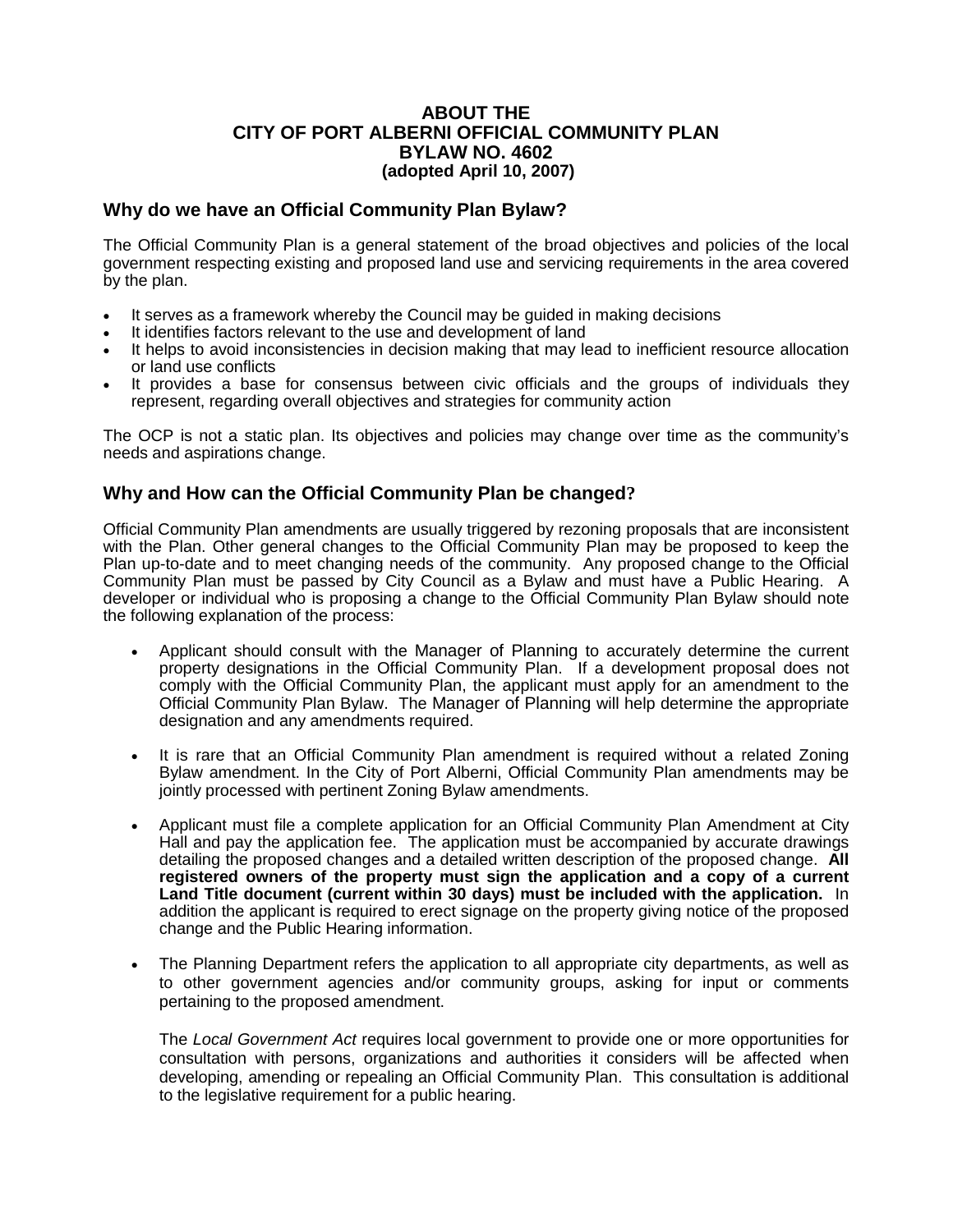# ABOUT THE CITY OF PORT ALBERNI OFFICIAL COMMUNITY PLAN BYLAW NO. 4602 (adopted April 10, 2007)

## Why do we have an Official Community Plan Bylaw?

The Official Community Plan is a general statement of the broad objectives and policies of the local government respecting existing and proposed land use and servicing requirements in the area covered by the plan.

- It serves as a framework whereby the Council may be guided in making decisions
- It identifies factors relevant to the use and development of land
- It helps to avoid inconsistencies in decision making that may lead to inefficient resource allocation or land use conflicts
- It provides a base for consensus between civic officials and the groups of individuals they represent, regarding overall objectives and strategies for community action

The OCP is not a static plan. Its objectives and policies may change over time as the community's needs and aspirations change.

## Why and How can the Official Community Plan be changed?

Official Community Plan amendments are usually triggered by rezoning proposals that are inconsistent with the Plan. Other general changes to the Official Community Plan may be proposed to keep the Plan up-to-date and to meet changing needs of the community. Any proposed change to the Official Community Plan must be passed by City Council as a Bylaw and must have a Public Hearing. A developer or individual who is proposing a change to the Official Community Plan Bylaw should note the following explanation of the process:

- Applicant should consult with the Manager of Planning to accurately determine the current property designations in the Official Community Plan. If a development proposal does not comply with the Official Community Plan, the applicant must apply for an amendment to the Official Community Plan Bylaw. The Manager of Planning will help determine the appropriate designation and any amendments required.

- It is rare that an Official Community Plan amendment is required without a related Zoning Bylaw amendment. In the City of Port Alberni, Official Community Plan amendments may be jointly processed with pertinent Zoning Bylaw amendments.

- Applicant must file a complete application for an Official Community Plan Amendment at City Hall and pay the application fee. The application must be accompanied by accurate drawings detailing the proposed changes and a detailed written description of the proposed change. **All registered owners of the property must sign the application and a copy of a current Land Title document (current within 30 days) must be included with the application.** In addition the applicant is required to erect signage on the property giving notice of the proposed change and the Public Hearing information.

- The Planning Department refers the application to all appropriate city departments, as well as to other government agencies and/or community groups, asking for input or comments pertaining to the proposed amendment.

  The *Local Government Act* requires local government to provide one or more opportunities for consultation with persons, organizations and authorities it considers will be affected when developing, amending or repealing an Official Community Plan. This consultation is additional to the legislative requirement for a public hearing.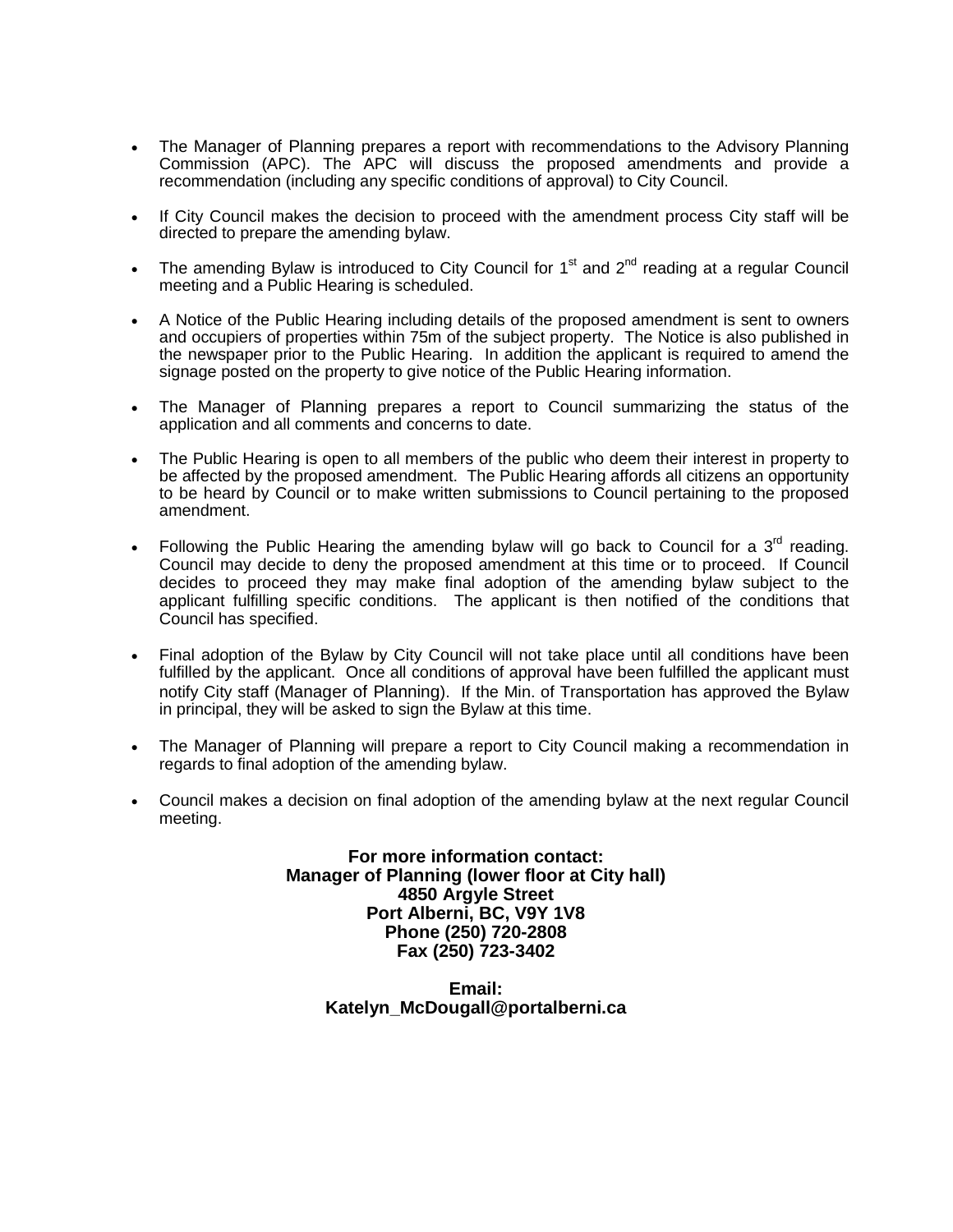- The Manager of Planning prepares a report with recommendations to the Advisory Planning Commission (APC). The APC will discuss the proposed amendments and provide a recommendation (including any specific conditions of approval) to City Council.

- If City Council makes the decision to proceed with the amendment process City staff will be directed to prepare the amending bylaw.

- The amending Bylaw is introduced to City Council for 1st and 2nd reading at a regular Council meeting and a Public Hearing is scheduled.

- A Notice of the Public Hearing including details of the proposed amendment is sent to owners and occupiers of properties within 75m of the subject property. The Notice is also published in the newspaper prior to the Public Hearing. In addition the applicant is required to amend the signage posted on the property to give notice of the Public Hearing information.

- The Manager of Planning prepares a report to Council summarizing the status of the application and all comments and concerns to date.

- The Public Hearing is open to all members of the public who deem their interest in property to be affected by the proposed amendment. The Public Hearing affords all citizens an opportunity to be heard by Council or to make written submissions to Council pertaining to the proposed amendment.

- Following the Public Hearing the amending bylaw will go back to Council for a 3rd reading. Council may decide to deny the proposed amendment at this time or to proceed. If Council decides to proceed they may make final adoption of the amending bylaw subject to the applicant fulfilling specific conditions. The applicant is then notified of the conditions that Council has specified.

- Final adoption of the Bylaw by City Council will not take place until all conditions have been fulfilled by the applicant. Once all conditions of approval have been fulfilled the applicant must notify City staff (Manager of Planning). If the Min. of Transportation has approved the Bylaw in principal, they will be asked to sign the Bylaw at this time.

- The Manager of Planning will prepare a report to City Council making a recommendation in regards to final adoption of the amending bylaw.

- Council makes a decision on final adoption of the amending bylaw at the next regular Council meeting.

**For more information contact:**
**Manager of Planning (lower floor at City hall)**
**4850 Argyle Street**
**Port Alberni, BC, V9Y 1V8**
**Phone (250) 720-2808**
**Fax (250) 723-3402**

**Email:**
**Katelyn_McDougall@portalberni.ca**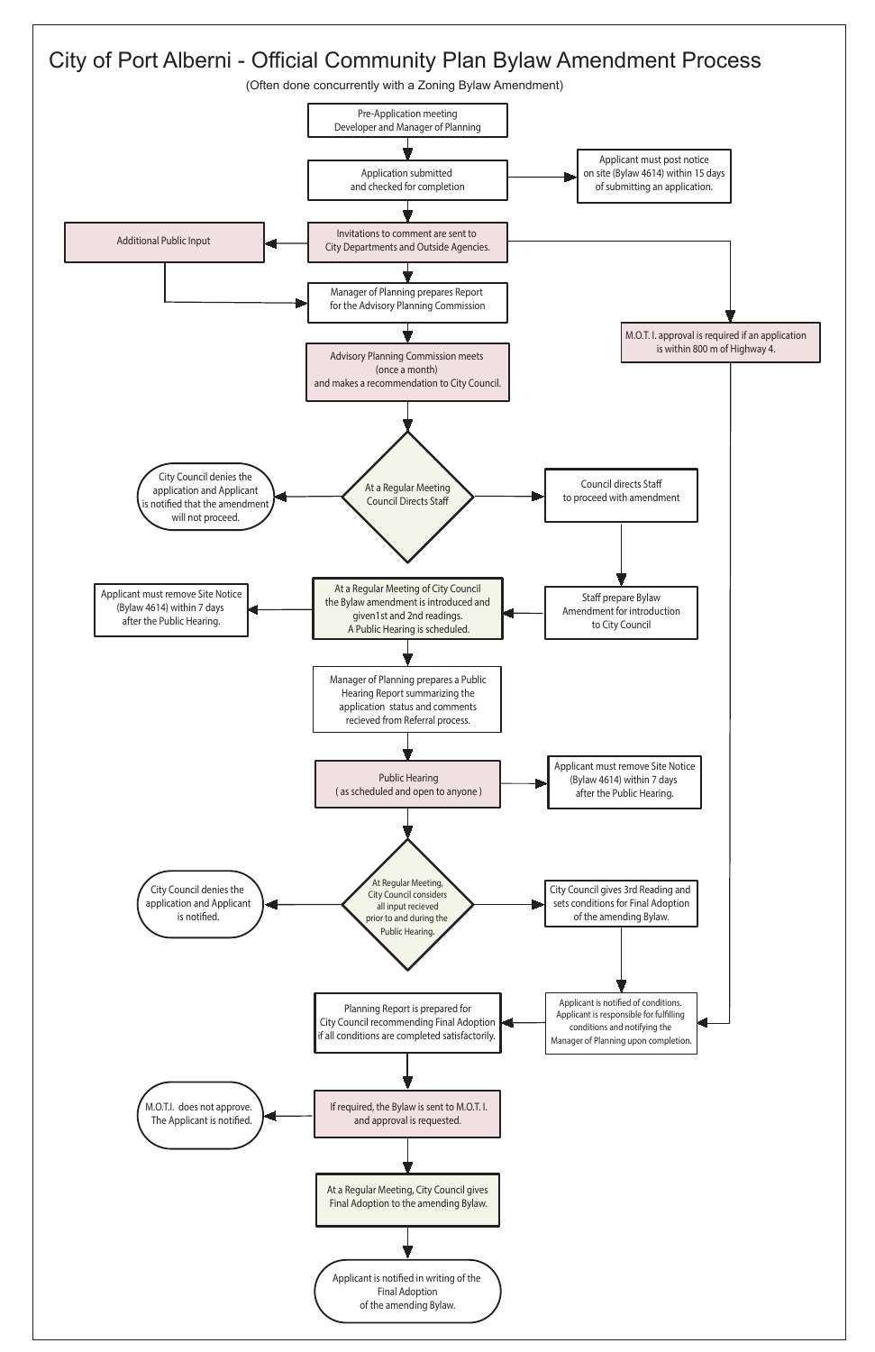# City of Port Alberni - Official Community Plan Bylaw Amendment Process

(Often done concurrently with a Zoning Bylaw Amendment)

Pre-Application meeting
Developer and Manager of Planning

Application submitted
and checked for completion

Applicant must post notice
on site (Bylaw 4614) within 15 days
of submitting an application.

Invitations to comment are sent to
City Departments and Outside Agencies.

Additional Public Input

Manager of Planning prepares Report
for the Advisory Planning Commission

M.O.T. I. approval is required if an application
is within 800 m of Highway 4.

Advisory Planning Commission meets
(once a month)
and makes a recommendation to City Council.

At a Regular Meeting
Council Directs Staff

City Council denies the
application and Applicant
is notified that the amendment
will not proceed.

Council directs Staff
to proceed with amendment

Staff prepare Bylaw
Amendment for introduction
to City Council

At a Regular Meeting of City Council
the Bylaw amendment is introduced and
given1st and 2nd readings.
A Public Hearing is scheduled.

Applicant must remove Site Notice
(Bylaw 4614) within 7 days
after the Public Hearing.

Manager of Planning prepares a Public
Hearing Report summarizing the
application status and comments
recieved from Referral process.

Public Hearing
( as scheduled and open to anyone )

Applicant must remove Site Notice
(Bylaw 4614) within 7 days
after the Public Hearing.

At Regular Meeting,
City Council considers
all input recieved
prior to and during the
Public Hearing.

City Council denies the
application and Applicant
is notified.

City Council gives 3rd Reading and
sets conditions for Final Adoption
of the amending Bylaw.

Applicant is notified of conditions.
Applicant is responsible for fulfilling
conditions and notifying the
Manager of Planning upon completion.

Planning Report is prepared for
City Council recommending Final Adoption
if all conditions are completed satisfactorily.

If required, the Bylaw is sent to M.O.T. I.
and approval is requested.

M.O.T.I. does not approve.
The Applicant is notified.

At a Regular Meeting, City Council gives
Final Adoption to the amending Bylaw.

Applicant is notified in writing of the
Final Adoption
of the amending Bylaw.